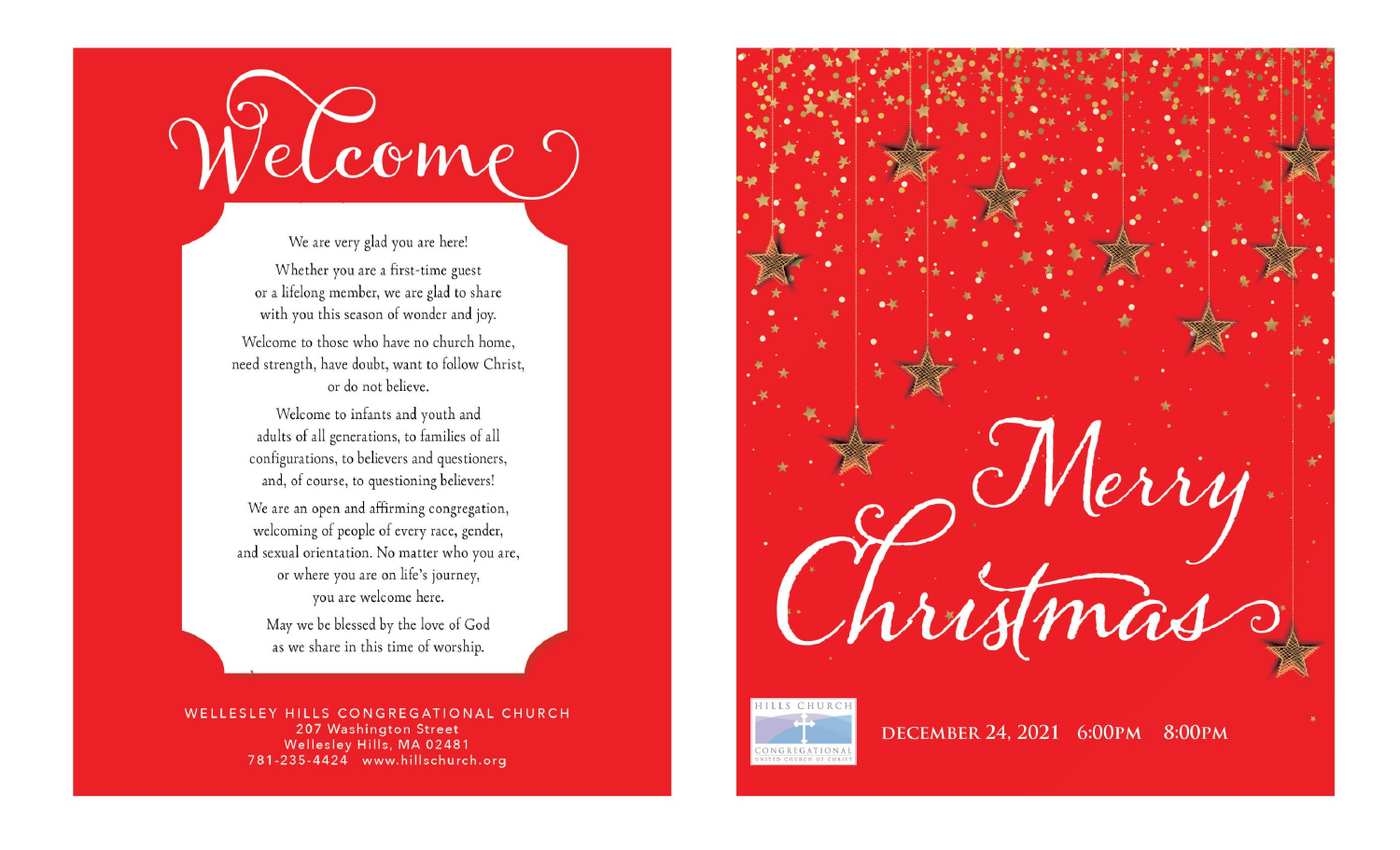# Welcome

We are very glad you are here!

Whether you are a first-time guest
or a lifelong member, we are glad to share
with you this season of wonder and joy.

Welcome to those who have no church home,
need strength, have doubt, want to follow Christ,
or do not believe.

Welcome to infants and youth and
adults of all generations, to families of all
configurations, to believers and questioners,
and, of course, to questioning believers!

We are an open and affirming congregation,
welcoming of people of every race, gender,
and sexual orientation. No matter who you are,
or where you are on life's journey,
you are welcome here.

May we be blessed by the love of God
as we share in this time of worship.

WELLESLEY HILLS CONGREGATIONAL CHURCH
207 Washington Street
Wellesley Hills, MA 02481
781-235-4424 www.hillschurch.org

# Merry Christmas

HILLS CHURCH
CONGREGATIONAL
UNITED CHURCH OF CHRIST

DECEMBER 24, 2021 6:00PM 8:00PM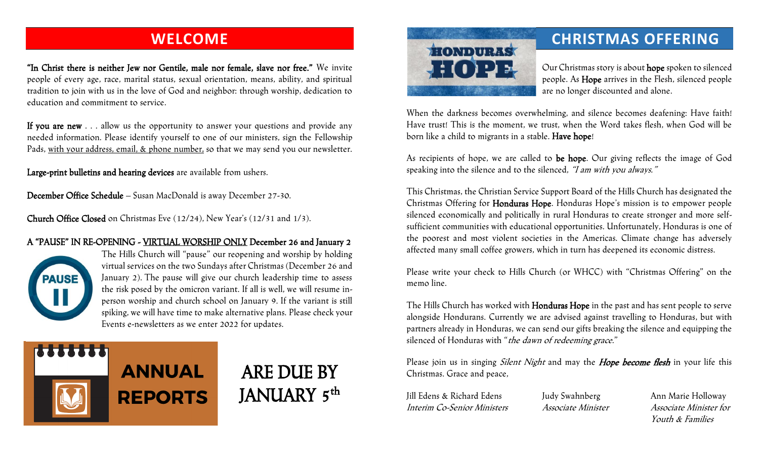## WELCOME

**"In Christ there is neither Jew nor Gentile, male nor female, slave nor free."** We invite people of every age, race, marital status, sexual orientation, means, ability, and spiritual tradition to join with us in the love of God and neighbor: through worship, dedication to education and commitment to service.

**If you are new** . . . allow us the opportunity to answer your questions and provide any needed information. Please identify yourself to one of our ministers, sign the Fellowship Pads, with your address, email, & phone number, so that we may send you our newsletter.

**Large-print bulletins and hearing devices** are available from ushers.

**December Office Schedule** – Susan MacDonald is away December 27-30.

**Church Office Closed** on Christmas Eve (12/24), New Year's (12/31 and 1/3).

**A "PAUSE" IN RE-OPENING - VIRTUAL WORSHIP ONLY December 26 and January 2**

The Hills Church will "pause" our reopening and worship by holding virtual services on the two Sundays after Christmas (December 26 and January 2). The pause will give our church leadership time to assess the risk posed by the omicron variant. If all is well, we will resume in-person worship and church school on January 9. If the variant is still spiking, we will have time to make alternative plans. Please check your Events e-newsletters as we enter 2022 for updates.

**ANNUAL REPORTS** ARE DUE BY JANUARY 5th

## CHRISTMAS OFFERING

**HONDURAS HOPE**

Our Christmas story is about **hope** spoken to silenced people. As **Hope** arrives in the Flesh, silenced people are no longer discounted and alone.

When the darkness becomes overwhelming, and silence becomes deafening: Have faith! Have trust! This is the moment, we trust, when the Word takes flesh, when God will be born like a child to migrants in a stable. **Have hope**!

As recipients of hope, we are called to **be hope**. Our giving reflects the image of God speaking into the silence and to the silenced, *"I am with you always."*

This Christmas, the Christian Service Support Board of the Hills Church has designated the Christmas Offering for **Honduras Hope**. Honduras Hope's mission is to empower people silenced economically and politically in rural Honduras to create stronger and more self-sufficient communities with educational opportunities. Unfortunately, Honduras is one of the poorest and most violent societies in the Americas. Climate change has adversely affected many small coffee growers, which in turn has deepened its economic distress.

Please write your check to Hills Church (or WHCC) with "Christmas Offering" on the memo line.

The Hills Church has worked with **Honduras Hope** in the past and has sent people to serve alongside Hondurans. Currently we are advised against travelling to Honduras, but with partners already in Honduras, we can send our gifts breaking the silence and equipping the silenced of Honduras with "*the dawn of redeeming grace*."

Please join us in singing *Silent Night* and may the ***Hope become flesh*** in your life this Christmas. Grace and peace,

Jill Edens & Richard Edens
*Interim Co-Senior Ministers*

Judy Swahnberg
*Associate Minister*

Ann Marie Holloway
*Associate Minister for Youth & Families*